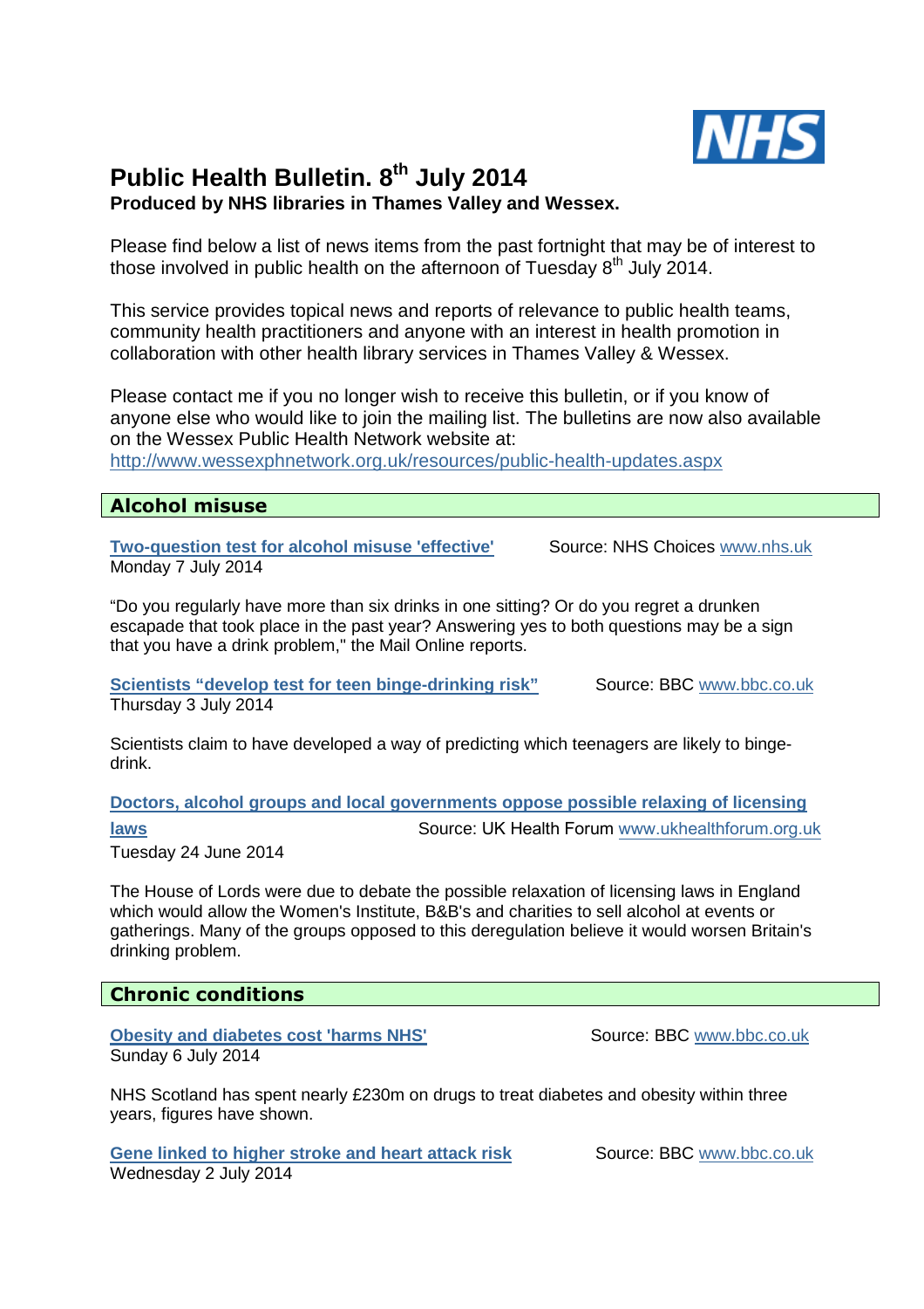# Public Health Bulletin. 8th July 2014

**Produced by NHS libraries in Thames Valley and Wessex.**

Please find below a list of news items from the past fortnight that may be of interest to those involved in public health on the afternoon of Tuesday 8th July 2014.

This service provides topical news and reports of relevance to public health teams, community health practitioners and anyone with an interest in health promotion in collaboration with other health library services in Thames Valley & Wessex.

Please contact me if you no longer wish to receive this bulletin, or if you know of anyone else who would like to join the mailing list. The bulletins are now also available on the Wessex Public Health Network website at: http://www.wessexphnetwork.org.uk/resources/public-health-updates.aspx

## Alcohol misuse

**Two-question test for alcohol misuse 'effective'** Source: NHS Choices www.nhs.uk
Monday 7 July 2014

"Do you regularly have more than six drinks in one sitting? Or do you regret a drunken escapade that took place in the past year? Answering yes to both questions may be a sign that you have a drink problem," the Mail Online reports.

**Scientists "develop test for teen binge-drinking risk"** Source: BBC www.bbc.co.uk
Thursday 3 July 2014

Scientists claim to have developed a way of predicting which teenagers are likely to binge-drink.

**Doctors, alcohol groups and local governments oppose possible relaxing of licensing laws** Source: UK Health Forum www.ukhealthforum.org.uk
Tuesday 24 June 2014

The House of Lords were due to debate the possible relaxation of licensing laws in England which would allow the Women's Institute, B&B's and charities to sell alcohol at events or gatherings. Many of the groups opposed to this deregulation believe it would worsen Britain's drinking problem.

## Chronic conditions

**Obesity and diabetes cost 'harms NHS'** Source: BBC www.bbc.co.uk
Sunday 6 July 2014

NHS Scotland has spent nearly £230m on drugs to treat diabetes and obesity within three years, figures have shown.

**Gene linked to higher stroke and heart attack risk** Source: BBC www.bbc.co.uk
Wednesday 2 July 2014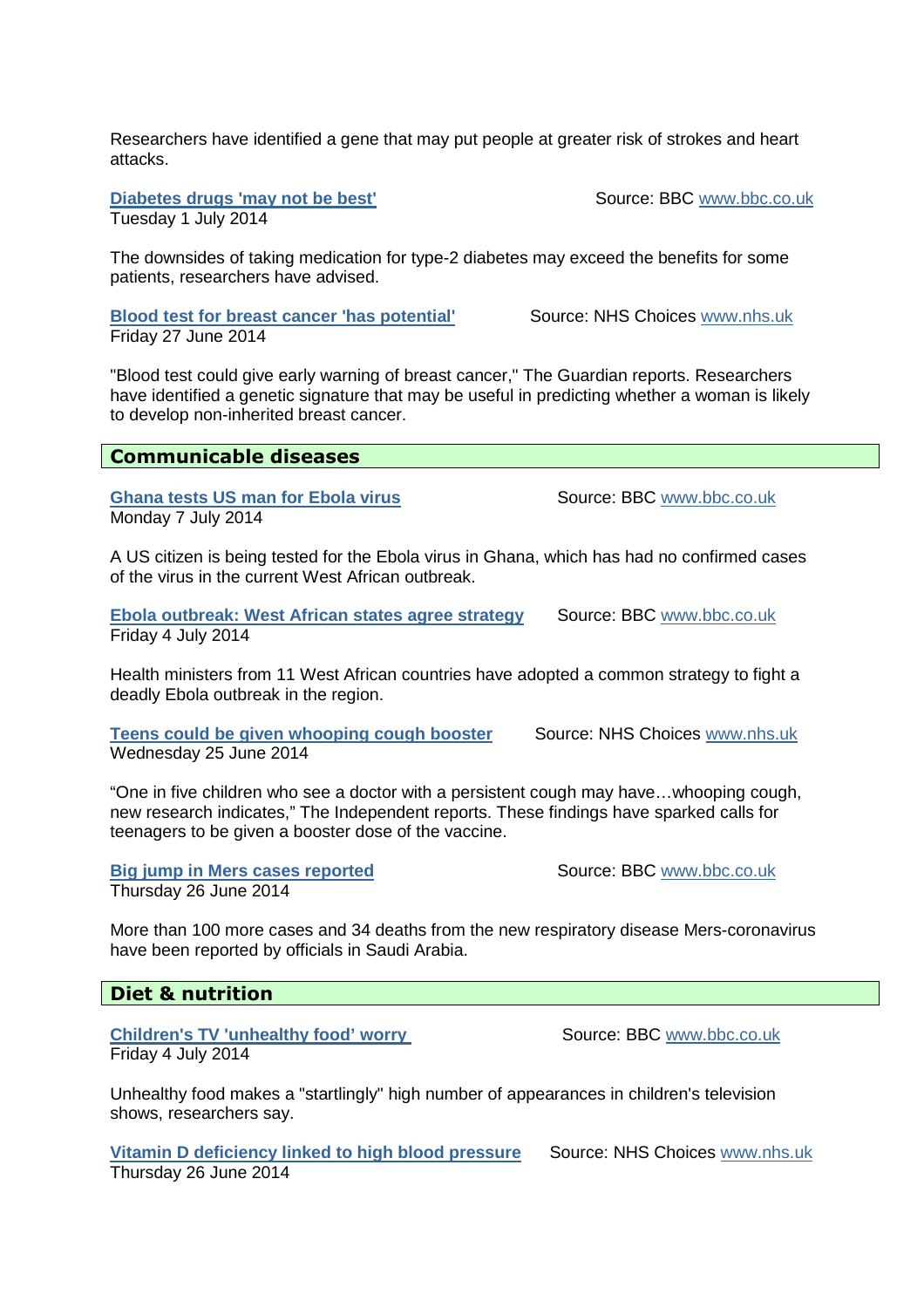Researchers have identified a gene that may put people at greater risk of strokes and heart attacks.

**[Diabetes drugs 'may not be best'](www.bbc.co.uk)** Source: BBC www.bbc.co.uk
Tuesday 1 July 2014

The downsides of taking medication for type-2 diabetes may exceed the benefits for some patients, researchers have advised.

**[Blood test for breast cancer 'has potential'](www.nhs.uk)** Source: NHS Choices www.nhs.uk
Friday 27 June 2014

"Blood test could give early warning of breast cancer," The Guardian reports. Researchers have identified a genetic signature that may be useful in predicting whether a woman is likely to develop non-inherited breast cancer.

## Communicable diseases

**[Ghana tests US man for Ebola virus](www.bbc.co.uk)** Source: BBC www.bbc.co.uk
Monday 7 July 2014

A US citizen is being tested for the Ebola virus in Ghana, which has had no confirmed cases of the virus in the current West African outbreak.

**[Ebola outbreak: West African states agree strategy](www.bbc.co.uk)** Source: BBC www.bbc.co.uk
Friday 4 July 2014

Health ministers from 11 West African countries have adopted a common strategy to fight a deadly Ebola outbreak in the region.

**[Teens could be given whooping cough booster](www.nhs.uk)** Source: NHS Choices www.nhs.uk
Wednesday 25 June 2014

"One in five children who see a doctor with a persistent cough may have…whooping cough, new research indicates," The Independent reports. These findings have sparked calls for teenagers to be given a booster dose of the vaccine.

**[Big jump in Mers cases reported](www.bbc.co.uk)** Source: BBC www.bbc.co.uk
Thursday 26 June 2014

More than 100 more cases and 34 deaths from the new respiratory disease Mers-coronavirus have been reported by officials in Saudi Arabia.

## Diet & nutrition

**[Children's TV 'unhealthy food' worry](www.bbc.co.uk)** Source: BBC www.bbc.co.uk
Friday 4 July 2014

Unhealthy food makes a "startlingly" high number of appearances in children's television shows, researchers say.

**[Vitamin D deficiency linked to high blood pressure](www.nhs.uk)** Source: NHS Choices www.nhs.uk
Thursday 26 June 2014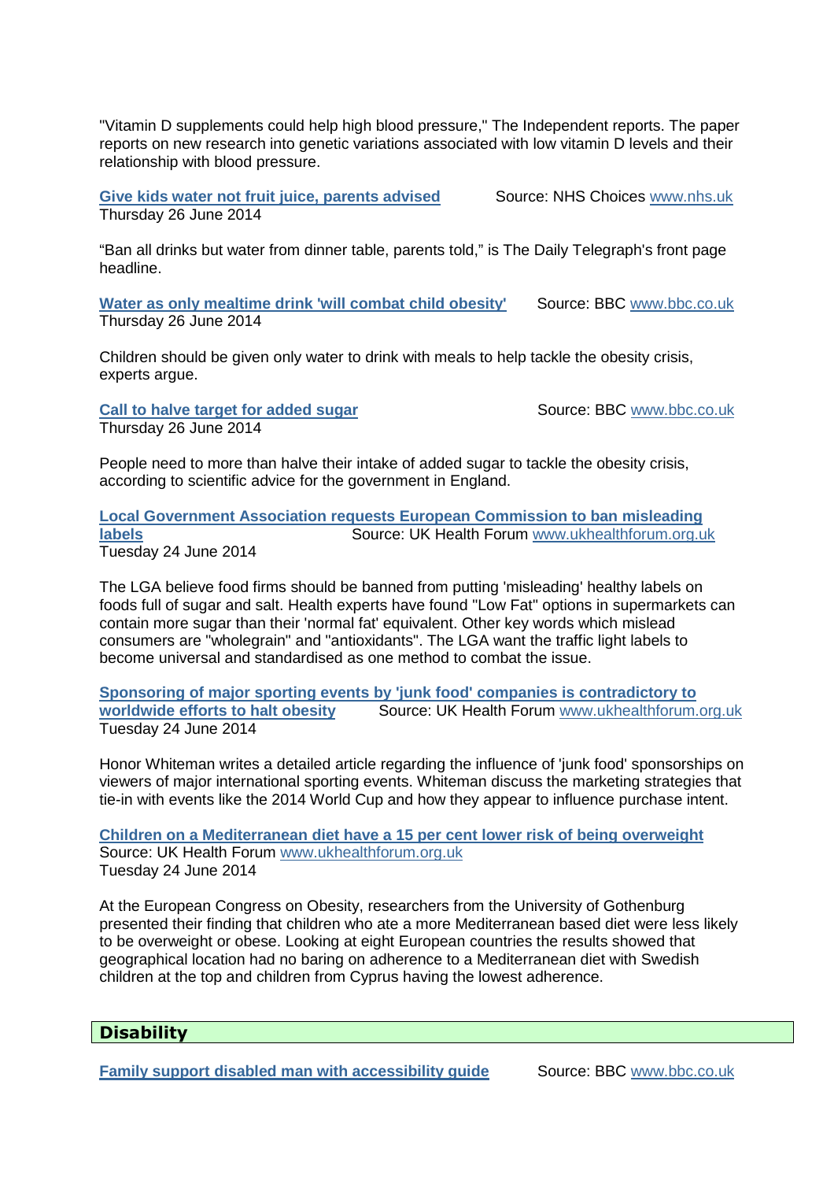"Vitamin D supplements could help high blood pressure," The Independent reports. The paper reports on new research into genetic variations associated with low vitamin D levels and their relationship with blood pressure.

**Give kids water not fruit juice, parents advised** Source: NHS Choices www.nhs.uk
Thursday 26 June 2014

"Ban all drinks but water from dinner table, parents told," is The Daily Telegraph's front page headline.

**Water as only mealtime drink 'will combat child obesity'** Source: BBC www.bbc.co.uk
Thursday 26 June 2014

Children should be given only water to drink with meals to help tackle the obesity crisis, experts argue.

**Call to halve target for added sugar** Source: BBC www.bbc.co.uk
Thursday 26 June 2014

People need to more than halve their intake of added sugar to tackle the obesity crisis, according to scientific advice for the government in England.

**Local Government Association requests European Commission to ban misleading labels** Source: UK Health Forum www.ukhealthforum.org.uk
Tuesday 24 June 2014

The LGA believe food firms should be banned from putting 'misleading' healthy labels on foods full of sugar and salt. Health experts have found "Low Fat" options in supermarkets can contain more sugar than their 'normal fat' equivalent. Other key words which mislead consumers are "wholegrain" and "antioxidants". The LGA want the traffic light labels to become universal and standardised as one method to combat the issue.

**Sponsoring of major sporting events by 'junk food' companies is contradictory to worldwide efforts to halt obesity** Source: UK Health Forum www.ukhealthforum.org.uk
Tuesday 24 June 2014

Honor Whiteman writes a detailed article regarding the influence of 'junk food' sponsorships on viewers of major international sporting events. Whiteman discuss the marketing strategies that tie-in with events like the 2014 World Cup and how they appear to influence purchase intent.

**Children on a Mediterranean diet have a 15 per cent lower risk of being overweight**
Source: UK Health Forum www.ukhealthforum.org.uk
Tuesday 24 June 2014

At the European Congress on Obesity, researchers from the University of Gothenburg presented their finding that children who ate a more Mediterranean based diet were less likely to be overweight or obese. Looking at eight European countries the results showed that geographical location had no baring on adherence to a Mediterranean diet with Swedish children at the top and children from Cyprus having the lowest adherence.

## Disability

**Family support disabled man with accessibility guide** Source: BBC www.bbc.co.uk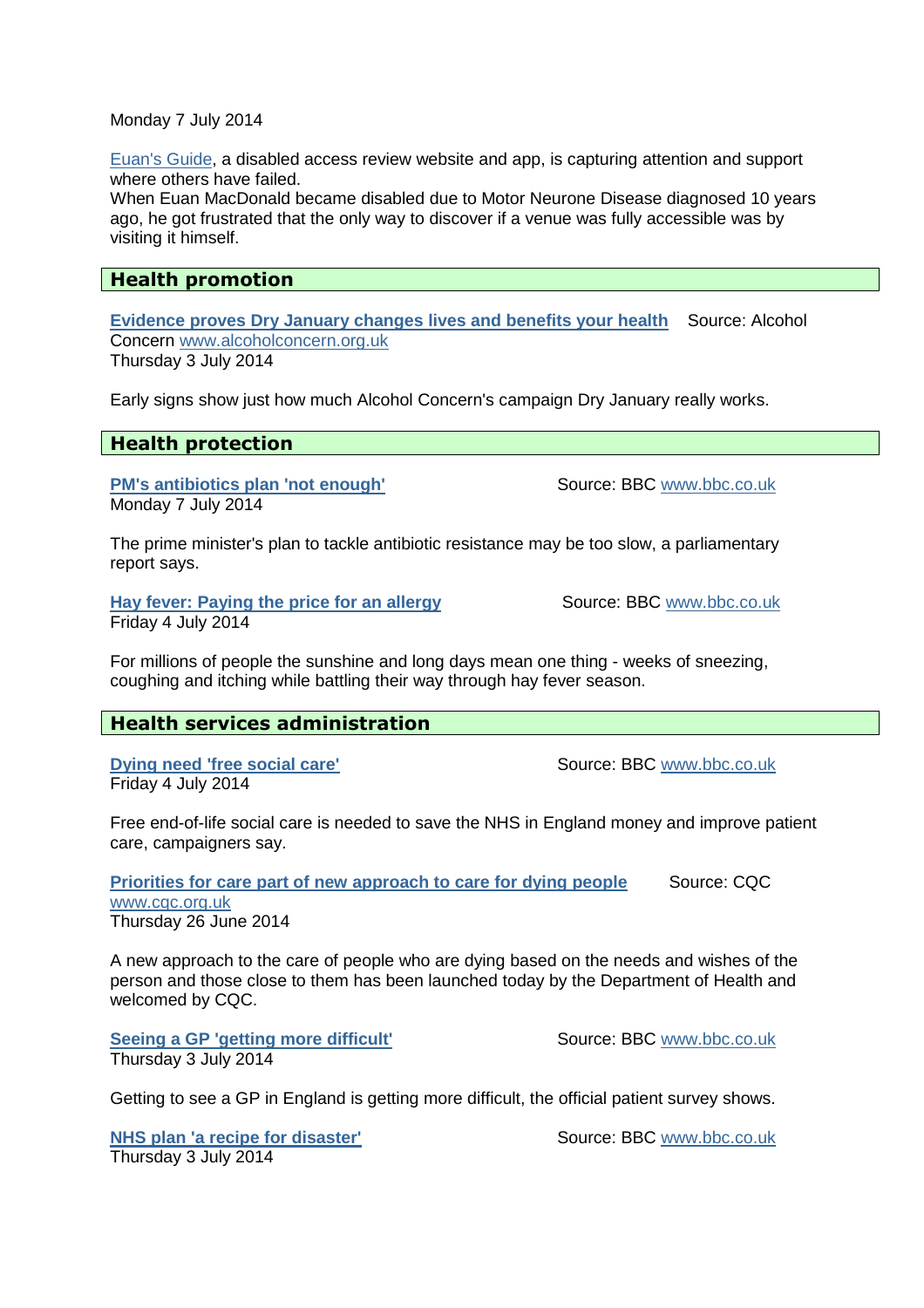Monday 7 July 2014

Euan's Guide, a disabled access review website and app, is capturing attention and support where others have failed.
When Euan MacDonald became disabled due to Motor Neurone Disease diagnosed 10 years ago, he got frustrated that the only way to discover if a venue was fully accessible was by visiting it himself.

## Health promotion

**Evidence proves Dry January changes lives and benefits your health** Source: Alcohol Concern www.alcoholconcern.org.uk
Thursday 3 July 2014

Early signs show just how much Alcohol Concern's campaign Dry January really works.

## Health protection

**PM's antibiotics plan 'not enough'** Source: BBC www.bbc.co.uk
Monday 7 July 2014

The prime minister's plan to tackle antibiotic resistance may be too slow, a parliamentary report says.

**Hay fever: Paying the price for an allergy** Source: BBC www.bbc.co.uk
Friday 4 July 2014

For millions of people the sunshine and long days mean one thing - weeks of sneezing, coughing and itching while battling their way through hay fever season.

## Health services administration

**Dying need 'free social care'** Source: BBC www.bbc.co.uk
Friday 4 July 2014

Free end-of-life social care is needed to save the NHS in England money and improve patient care, campaigners say.

**Priorities for care part of new approach to care for dying people** Source: CQC www.cqc.org.uk
Thursday 26 June 2014

A new approach to the care of people who are dying based on the needs and wishes of the person and those close to them has been launched today by the Department of Health and welcomed by CQC.

**Seeing a GP 'getting more difficult'** Source: BBC www.bbc.co.uk
Thursday 3 July 2014

Getting to see a GP in England is getting more difficult, the official patient survey shows.

**NHS plan 'a recipe for disaster'** Source: BBC www.bbc.co.uk
Thursday 3 July 2014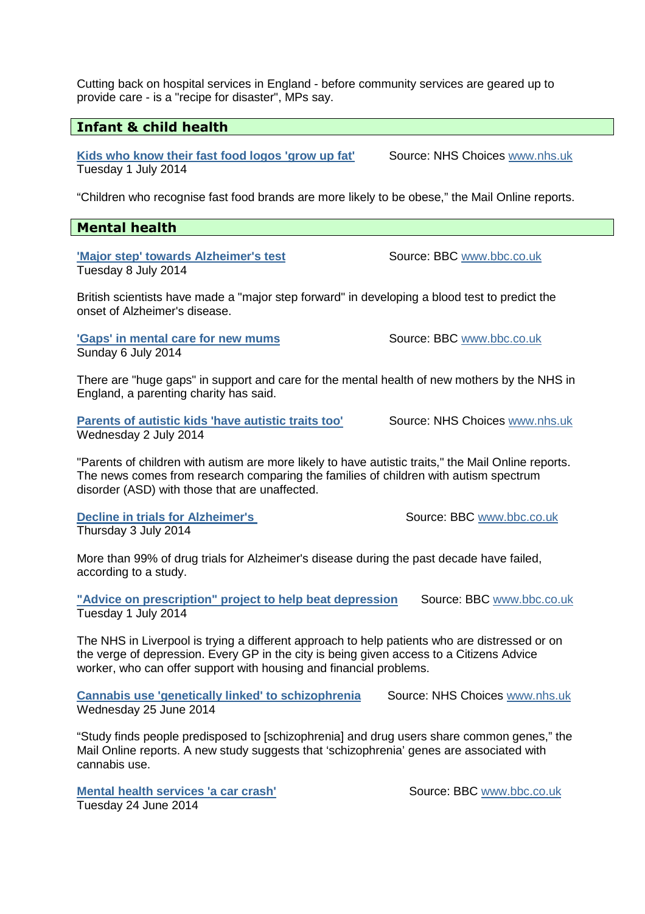Cutting back on hospital services in England - before community services are geared up to provide care - is a "recipe for disaster", MPs say.

## Infant & child health

**Kids who know their fast food logos 'grow up fat'** Source: NHS Choices www.nhs.uk
Tuesday 1 July 2014

"Children who recognise fast food brands are more likely to be obese," the Mail Online reports.

## Mental health

**'Major step' towards Alzheimer's test** Source: BBC www.bbc.co.uk
Tuesday 8 July 2014

British scientists have made a "major step forward" in developing a blood test to predict the onset of Alzheimer's disease.

**'Gaps' in mental care for new mums** Source: BBC www.bbc.co.uk
Sunday 6 July 2014

There are "huge gaps" in support and care for the mental health of new mothers by the NHS in England, a parenting charity has said.

**Parents of autistic kids 'have autistic traits too'** Source: NHS Choices www.nhs.uk
Wednesday 2 July 2014

"Parents of children with autism are more likely to have autistic traits," the Mail Online reports. The news comes from research comparing the families of children with autism spectrum disorder (ASD) with those that are unaffected.

**Decline in trials for Alzheimer's** Source: BBC www.bbc.co.uk
Thursday 3 July 2014

More than 99% of drug trials for Alzheimer's disease during the past decade have failed, according to a study.

**"Advice on prescription" project to help beat depression** Source: BBC www.bbc.co.uk
Tuesday 1 July 2014

The NHS in Liverpool is trying a different approach to help patients who are distressed or on the verge of depression. Every GP in the city is being given access to a Citizens Advice worker, who can offer support with housing and financial problems.

**Cannabis use 'genetically linked' to schizophrenia** Source: NHS Choices www.nhs.uk
Wednesday 25 June 2014

"Study finds people predisposed to [schizophrenia] and drug users share common genes," the Mail Online reports. A new study suggests that 'schizophrenia' genes are associated with cannabis use.

**Mental health services 'a car crash'** Source: BBC www.bbc.co.uk
Tuesday 24 June 2014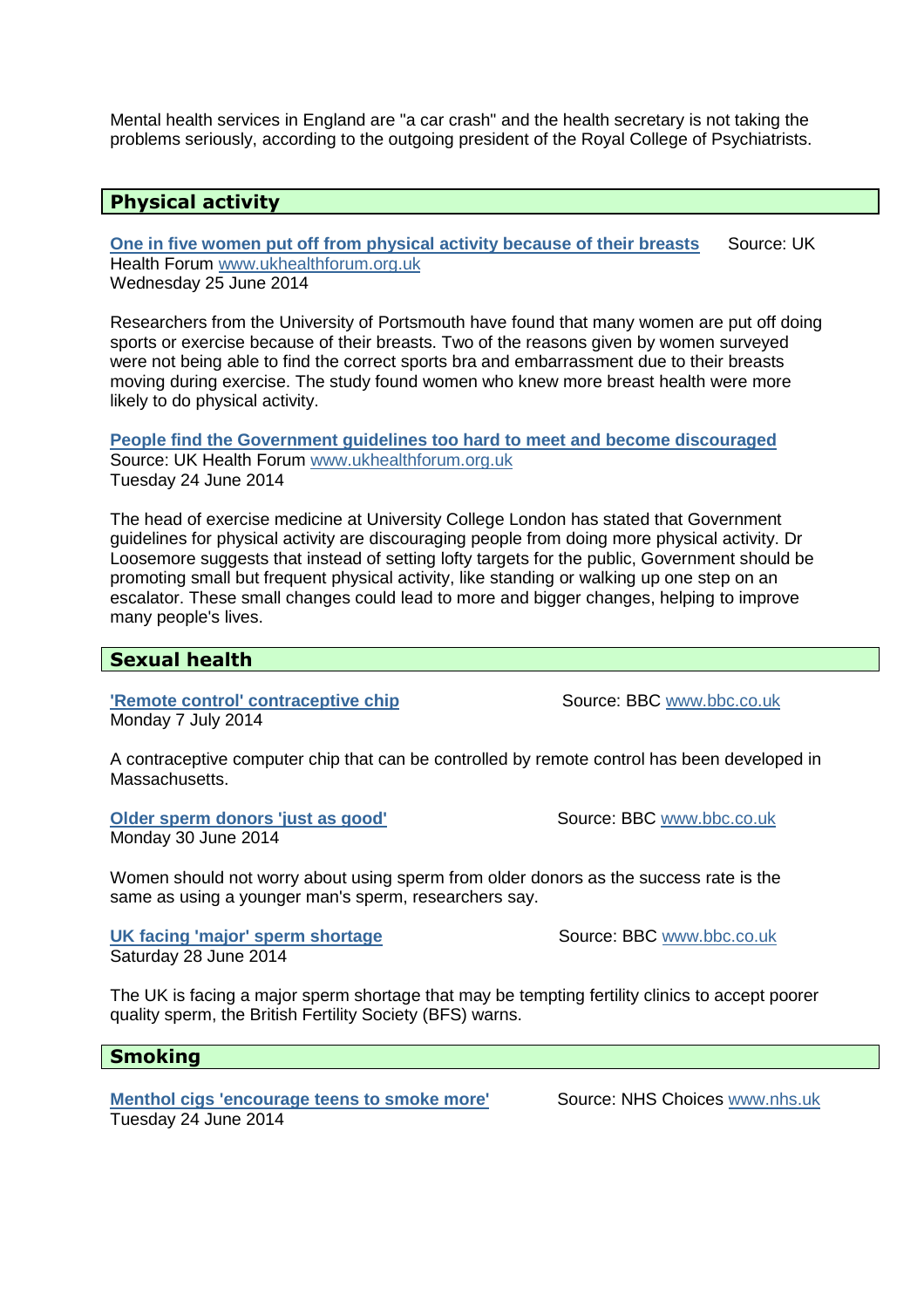Mental health services in England are "a car crash" and the health secretary is not taking the problems seriously, according to the outgoing president of the Royal College of Psychiatrists.

## Physical activity

**One in five women put off from physical activity because of their breasts** Source: UK Health Forum www.ukhealthforum.org.uk
Wednesday 25 June 2014

Researchers from the University of Portsmouth have found that many women are put off doing sports or exercise because of their breasts. Two of the reasons given by women surveyed were not being able to find the correct sports bra and embarrassment due to their breasts moving during exercise. The study found women who knew more breast health were more likely to do physical activity.

**People find the Government guidelines too hard to meet and become discouraged**
Source: UK Health Forum www.ukhealthforum.org.uk
Tuesday 24 June 2014

The head of exercise medicine at University College London has stated that Government guidelines for physical activity are discouraging people from doing more physical activity. Dr Loosemore suggests that instead of setting lofty targets for the public, Government should be promoting small but frequent physical activity, like standing or walking up one step on an escalator. These small changes could lead to more and bigger changes, helping to improve many people's lives.

## Sexual health

**'Remote control' contraceptive chip** Source: BBC www.bbc.co.uk
Monday 7 July 2014

A contraceptive computer chip that can be controlled by remote control has been developed in Massachusetts.

**Older sperm donors 'just as good'** Source: BBC www.bbc.co.uk
Monday 30 June 2014

Women should not worry about using sperm from older donors as the success rate is the same as using a younger man's sperm, researchers say.

**UK facing 'major' sperm shortage** Source: BBC www.bbc.co.uk
Saturday 28 June 2014

The UK is facing a major sperm shortage that may be tempting fertility clinics to accept poorer quality sperm, the British Fertility Society (BFS) warns.

## Smoking

**Menthol cigs 'encourage teens to smoke more'** Source: NHS Choices www.nhs.uk
Tuesday 24 June 2014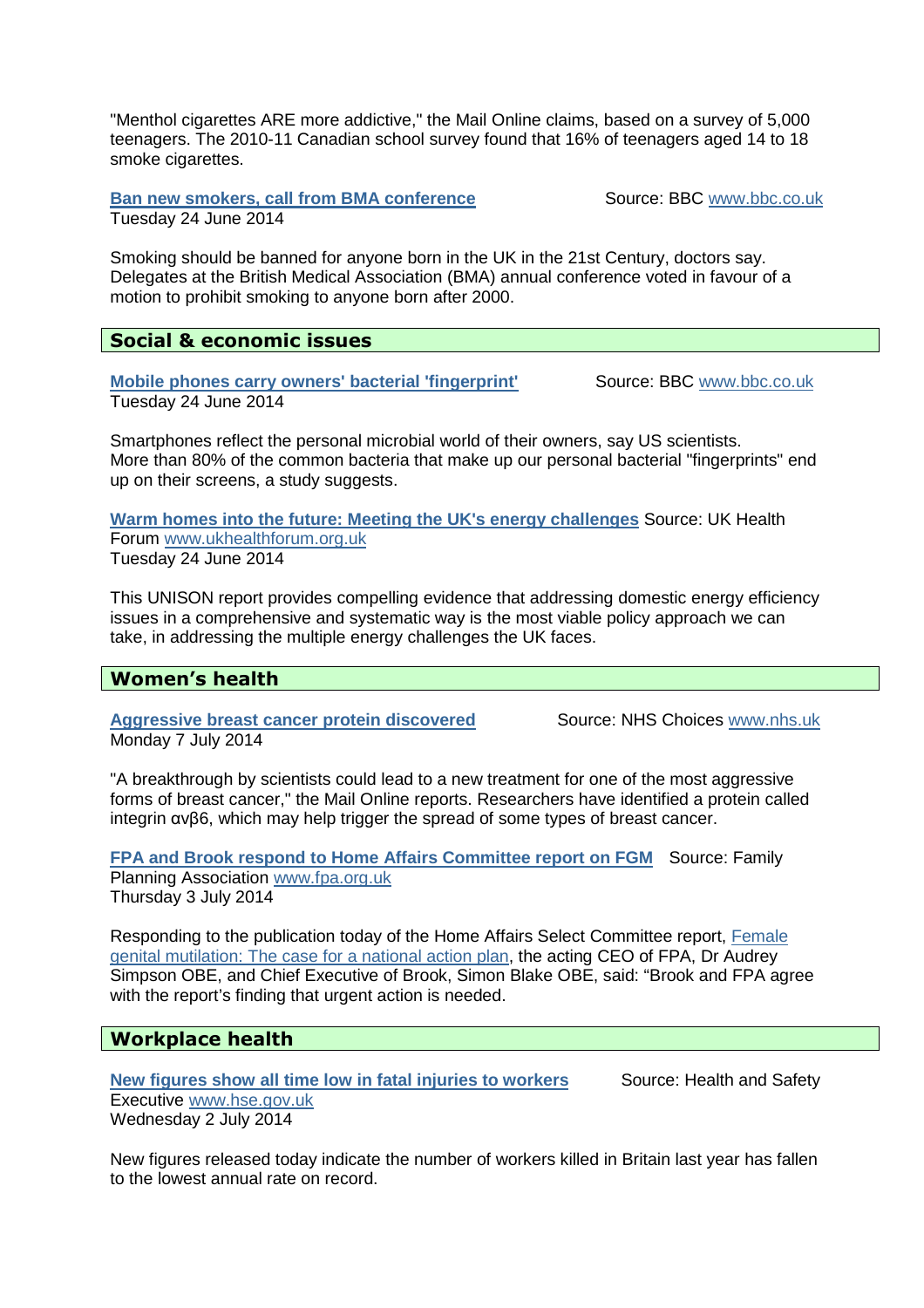"Menthol cigarettes ARE more addictive," the Mail Online claims, based on a survey of 5,000 teenagers. The 2010-11 Canadian school survey found that 16% of teenagers aged 14 to 18 smoke cigarettes.

**Ban new smokers, call from BMA conference** Source: BBC www.bbc.co.uk
Tuesday 24 June 2014

Smoking should be banned for anyone born in the UK in the 21st Century, doctors say. Delegates at the British Medical Association (BMA) annual conference voted in favour of a motion to prohibit smoking to anyone born after 2000.

## Social & economic issues

**Mobile phones carry owners' bacterial 'fingerprint'** Source: BBC www.bbc.co.uk
Tuesday 24 June 2014

Smartphones reflect the personal microbial world of their owners, say US scientists. More than 80% of the common bacteria that make up our personal bacterial "fingerprints" end up on their screens, a study suggests.

**Warm homes into the future: Meeting the UK's energy challenges** Source: UK Health Forum www.ukhealthforum.org.uk
Tuesday 24 June 2014

This UNISON report provides compelling evidence that addressing domestic energy efficiency issues in a comprehensive and systematic way is the most viable policy approach we can take, in addressing the multiple energy challenges the UK faces.

## Women's health

**Aggressive breast cancer protein discovered** Source: NHS Choices www.nhs.uk
Monday 7 July 2014

"A breakthrough by scientists could lead to a new treatment for one of the most aggressive forms of breast cancer," the Mail Online reports. Researchers have identified a protein called integrin $\alpha v\beta 6$, which may help trigger the spread of some types of breast cancer.

**FPA and Brook respond to Home Affairs Committee report on FGM** Source: Family Planning Association www.fpa.org.uk
Thursday 3 July 2014

Responding to the publication today of the Home Affairs Select Committee report, Female genital mutilation: The case for a national action plan, the acting CEO of FPA, Dr Audrey Simpson OBE, and Chief Executive of Brook, Simon Blake OBE, said: "Brook and FPA agree with the report's finding that urgent action is needed.

## Workplace health

**New figures show all time low in fatal injuries to workers** Source: Health and Safety Executive www.hse.gov.uk
Wednesday 2 July 2014

New figures released today indicate the number of workers killed in Britain last year has fallen to the lowest annual rate on record.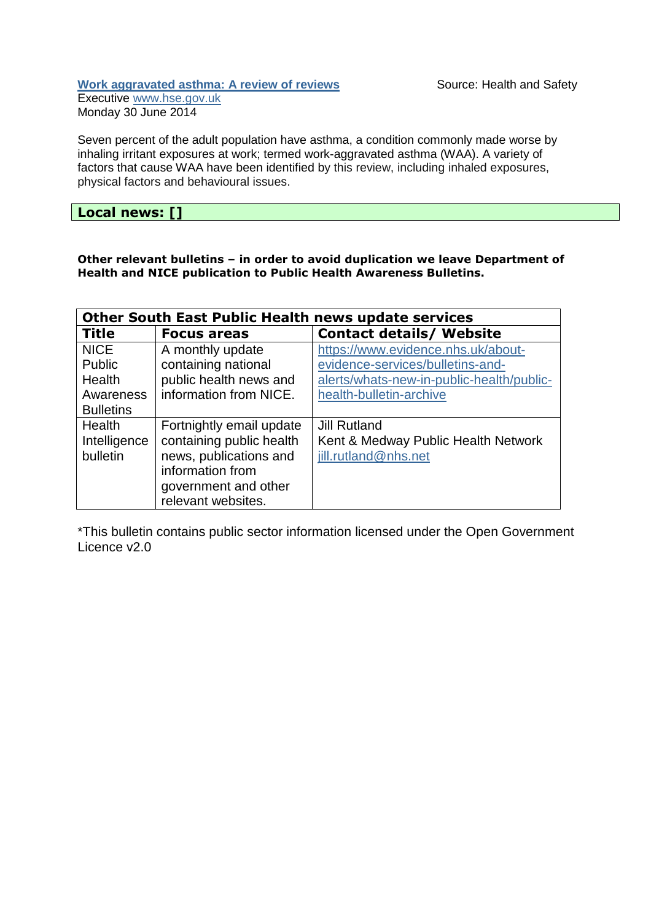**Work aggravated asthma: A review of reviews** Source: Health and Safety Executive www.hse.gov.uk
Monday 30 June 2014

Seven percent of the adult population have asthma, a condition commonly made worse by inhaling irritant exposures at work; termed work-aggravated asthma (WAA). A variety of factors that cause WAA have been identified by this review, including inhaled exposures, physical factors and behavioural issues.

## Local news: []

**Other relevant bulletins – in order to avoid duplication we leave Department of Health and NICE publication to Public Health Awareness Bulletins.**

| Other South East Public Health news update services | | |
|---|---|---|
| **Title** | **Focus areas** | **Contact details/ Website** |
| NICE Public Health Awareness Bulletins | A monthly update containing national public health news and information from NICE. | https://www.evidence.nhs.uk/about-evidence-services/bulletins-and-alerts/whats-new-in-public-health/public-health-bulletin-archive |
| Health Intelligence bulletin | Fortnightly email update containing public health news, publications and information from government and other relevant websites. | Jill Rutland<br>Kent & Medway Public Health Network<br>jill.rutland@nhs.net |

*This bulletin contains public sector information licensed under the Open Government Licence v2.0